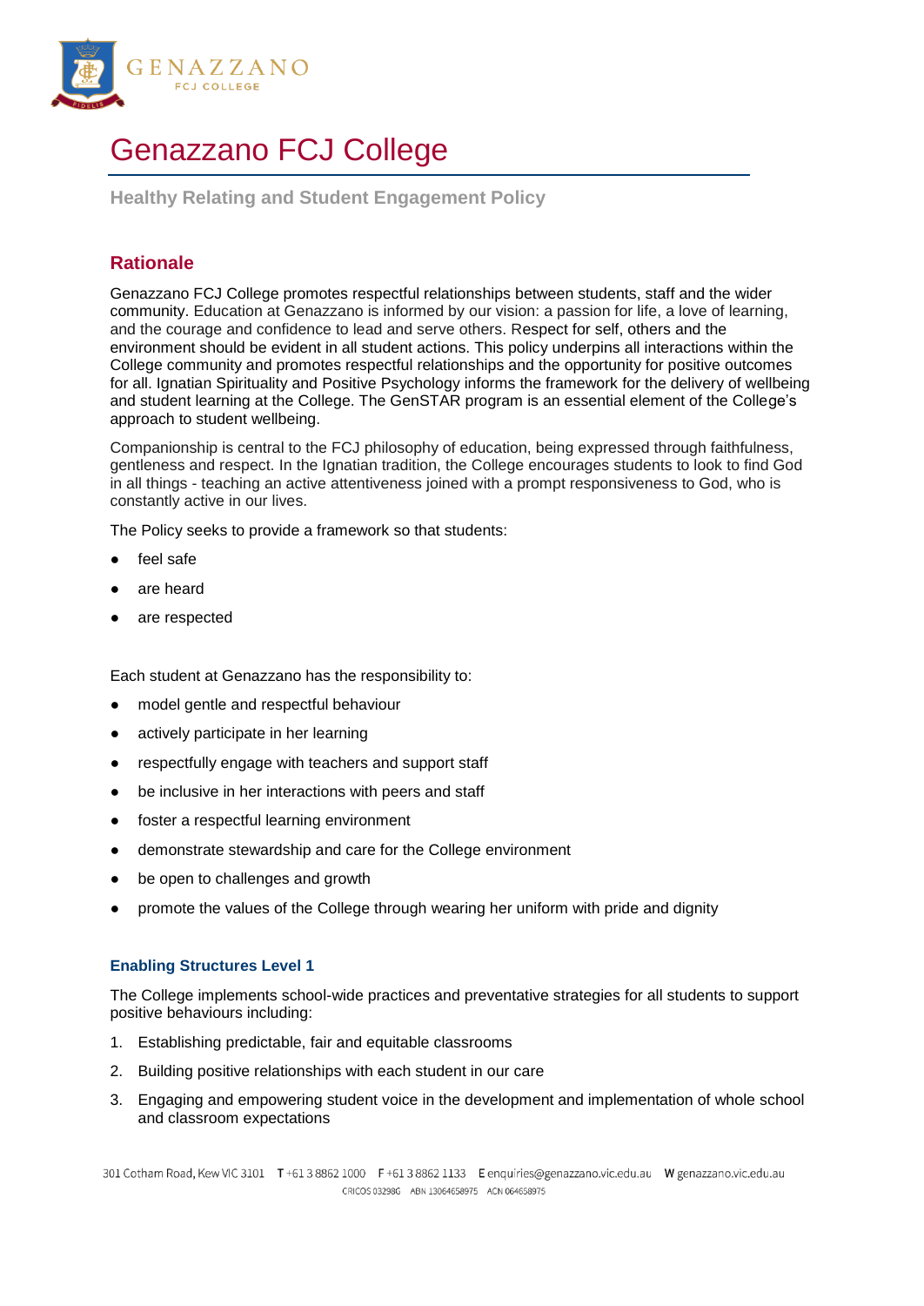# Genazzano FCJ College

**Healthy Relating and Student Engagement Policy**

## Rationale

Genazzano FCJ College promotes respectful relationships between students, staff and the wider community. Education at Genazzano is informed by our vision: a passion for life, a love of learning, and the courage and confidence to lead and serve others. Respect for self, others and the environment should be evident in all student actions. This policy underpins all interactions within the College community and promotes respectful relationships and the opportunity for positive outcomes for all. Ignatian Spirituality and Positive Psychology informs the framework for the delivery of wellbeing and student learning at the College. The GenSTAR program is an essential element of the College's approach to student wellbeing.

Companionship is central to the FCJ philosophy of education, being expressed through faithfulness, gentleness and respect. In the Ignatian tradition, the College encourages students to look to find God in all things - teaching an active attentiveness joined with a prompt responsiveness to God, who is constantly active in our lives.

The Policy seeks to provide a framework so that students:

- feel safe
- are heard
- are respected

Each student at Genazzano has the responsibility to:

- model gentle and respectful behaviour
- actively participate in her learning
- respectfully engage with teachers and support staff
- be inclusive in her interactions with peers and staff
- foster a respectful learning environment
- demonstrate stewardship and care for the College environment
- be open to challenges and growth
- promote the values of the College through wearing her uniform with pride and dignity

### Enabling Structures Level 1

The College implements school-wide practices and preventative strategies for all students to support positive behaviours including:

1. Establishing predictable, fair and equitable classrooms
2. Building positive relationships with each student in our care
3. Engaging and empowering student voice in the development and implementation of whole school and classroom expectations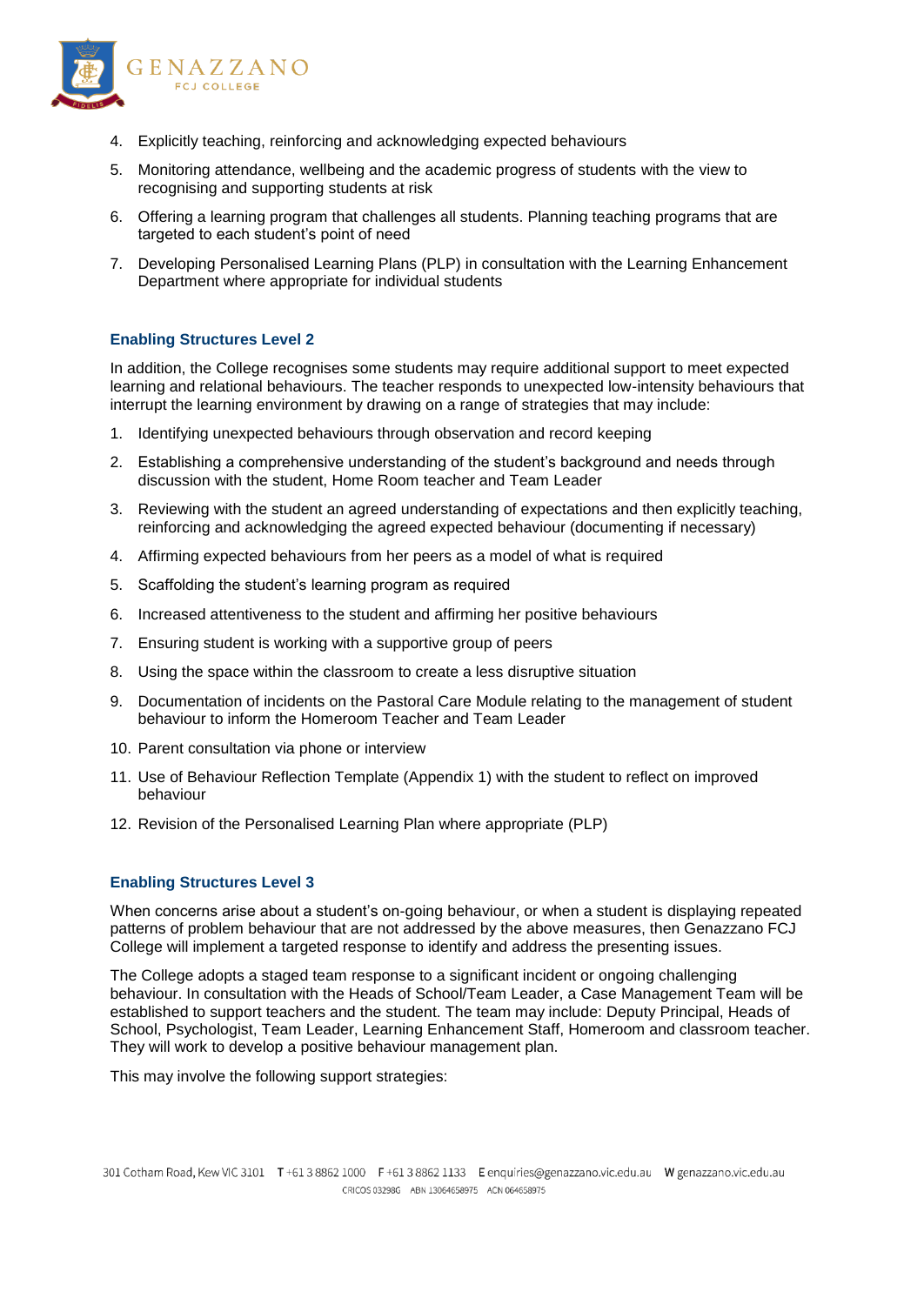4. Explicitly teaching, reinforcing and acknowledging expected behaviours
5. Monitoring attendance, wellbeing and the academic progress of students with the view to recognising and supporting students at risk
6. Offering a learning program that challenges all students. Planning teaching programs that are targeted to each student's point of need
7. Developing Personalised Learning Plans (PLP) in consultation with the Learning Enhancement Department where appropriate for individual students

### Enabling Structures Level 2

In addition, the College recognises some students may require additional support to meet expected learning and relational behaviours. The teacher responds to unexpected low-intensity behaviours that interrupt the learning environment by drawing on a range of strategies that may include:

1. Identifying unexpected behaviours through observation and record keeping
2. Establishing a comprehensive understanding of the student's background and needs through discussion with the student, Home Room teacher and Team Leader
3. Reviewing with the student an agreed understanding of expectations and then explicitly teaching, reinforcing and acknowledging the agreed expected behaviour (documenting if necessary)
4. Affirming expected behaviours from her peers as a model of what is required
5. Scaffolding the student's learning program as required
6. Increased attentiveness to the student and affirming her positive behaviours
7. Ensuring student is working with a supportive group of peers
8. Using the space within the classroom to create a less disruptive situation
9. Documentation of incidents on the Pastoral Care Module relating to the management of student behaviour to inform the Homeroom Teacher and Team Leader
10. Parent consultation via phone or interview
11. Use of Behaviour Reflection Template (Appendix 1) with the student to reflect on improved behaviour
12. Revision of the Personalised Learning Plan where appropriate (PLP)

### Enabling Structures Level 3

When concerns arise about a student's on-going behaviour, or when a student is displaying repeated patterns of problem behaviour that are not addressed by the above measures, then Genazzano FCJ College will implement a targeted response to identify and address the presenting issues.

The College adopts a staged team response to a significant incident or ongoing challenging behaviour. In consultation with the Heads of School/Team Leader, a Case Management Team will be established to support teachers and the student. The team may include: Deputy Principal, Heads of School, Psychologist, Team Leader, Learning Enhancement Staff, Homeroom and classroom teacher. They will work to develop a positive behaviour management plan.

This may involve the following support strategies: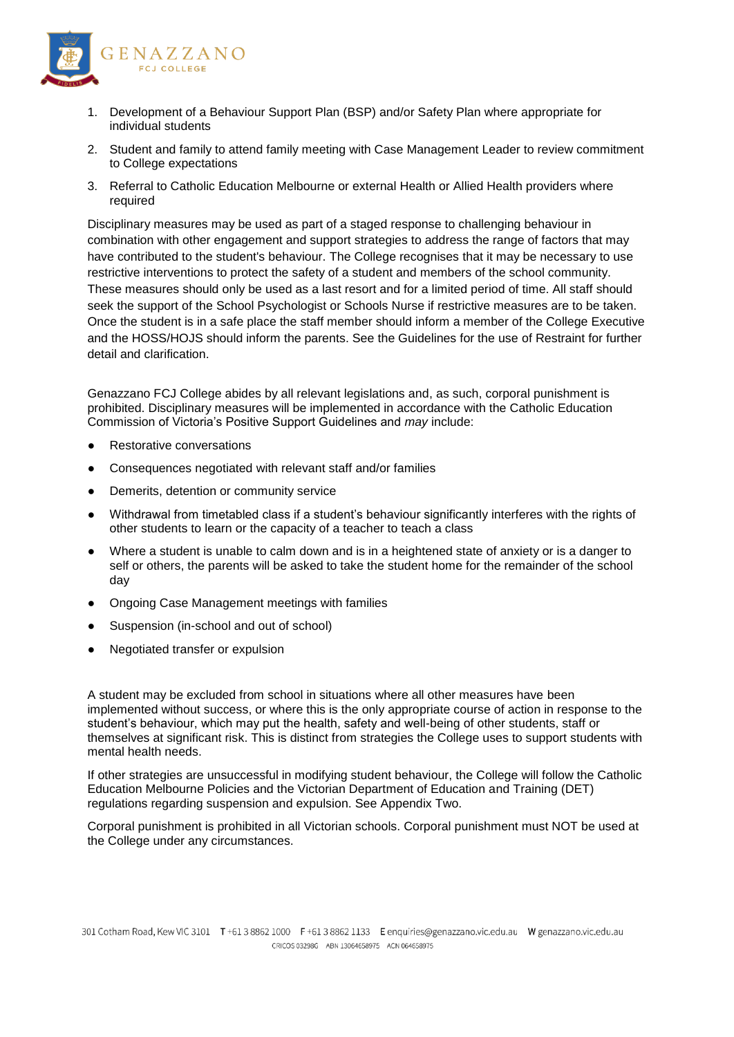1. Development of a Behaviour Support Plan (BSP) and/or Safety Plan where appropriate for individual students
2. Student and family to attend family meeting with Case Management Leader to review commitment to College expectations
3. Referral to Catholic Education Melbourne or external Health or Allied Health providers where required

Disciplinary measures may be used as part of a staged response to challenging behaviour in combination with other engagement and support strategies to address the range of factors that may have contributed to the student's behaviour. The College recognises that it may be necessary to use restrictive interventions to protect the safety of a student and members of the school community. These measures should only be used as a last resort and for a limited period of time. All staff should seek the support of the School Psychologist or Schools Nurse if restrictive measures are to be taken. Once the student is in a safe place the staff member should inform a member of the College Executive and the HOSS/HOJS should inform the parents. See the Guidelines for the use of Restraint for further detail and clarification.

Genazzano FCJ College abides by all relevant legislations and, as such, corporal punishment is prohibited. Disciplinary measures will be implemented in accordance with the Catholic Education Commission of Victoria's Positive Support Guidelines and *may* include:

- Restorative conversations
- Consequences negotiated with relevant staff and/or families
- Demerits, detention or community service
- Withdrawal from timetabled class if a student's behaviour significantly interferes with the rights of other students to learn or the capacity of a teacher to teach a class
- Where a student is unable to calm down and is in a heightened state of anxiety or is a danger to self or others, the parents will be asked to take the student home for the remainder of the school day
- Ongoing Case Management meetings with families
- Suspension (in-school and out of school)
- Negotiated transfer or expulsion

A student may be excluded from school in situations where all other measures have been implemented without success, or where this is the only appropriate course of action in response to the student's behaviour, which may put the health, safety and well-being of other students, staff or themselves at significant risk. This is distinct from strategies the College uses to support students with mental health needs.

If other strategies are unsuccessful in modifying student behaviour, the College will follow the Catholic Education Melbourne Policies and the Victorian Department of Education and Training (DET) regulations regarding suspension and expulsion. See Appendix Two.

Corporal punishment is prohibited in all Victorian schools. Corporal punishment must NOT be used at the College under any circumstances.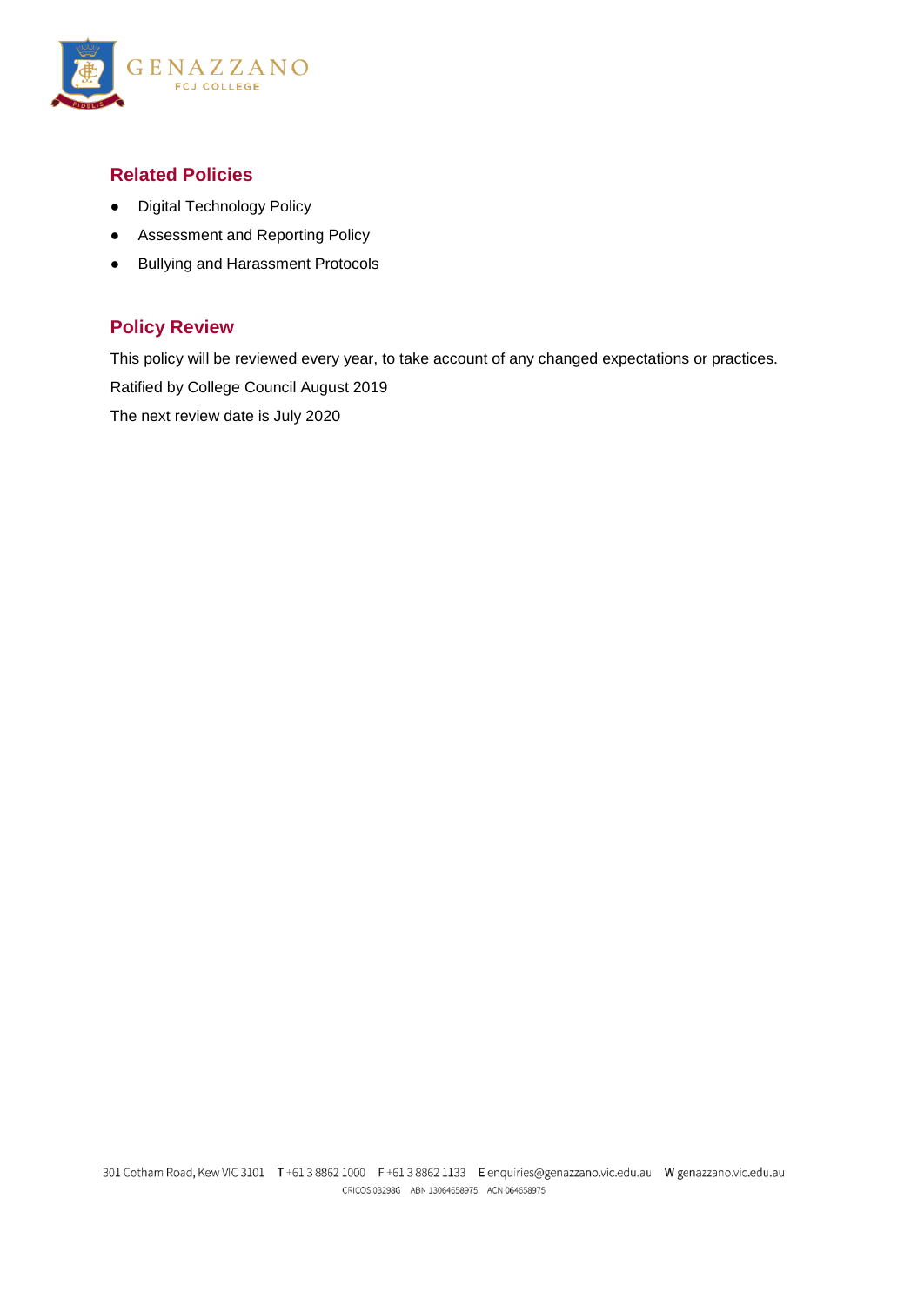## Related Policies

- Digital Technology Policy
- Assessment and Reporting Policy
- Bullying and Harassment Protocols

## Policy Review

This policy will be reviewed every year, to take account of any changed expectations or practices.

Ratified by College Council August 2019

The next review date is July 2020